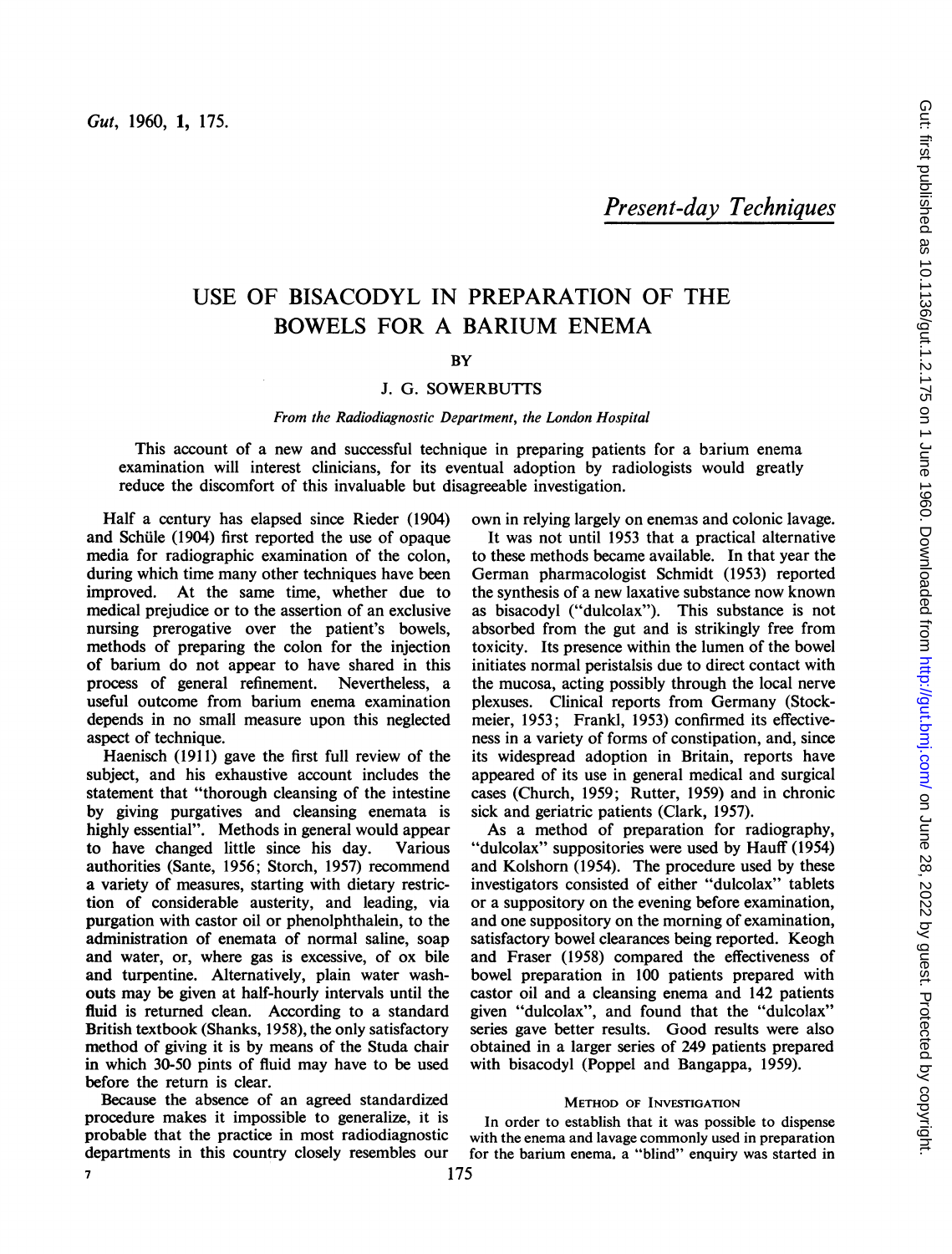*Present-day Techniques*

# USE OF BISACODYL IN PREPARATION OF THE BOWELS FOR A BARIUM ENEMA

BY

J. G. SOWERBUTTS

*From the Radiodiagnostic Department, the London Hospital*

This account of a new and successful technique in preparing patients for a barium enema examination will interest clinicians, for its eventual adoption by radiologists would greatly reduce the discomfort of this invaluable but disagreeable investigation.

Half a century has elapsed since Rieder (1904) and Schüle (1904) first reported the use of opaque media for radiographic examination of the colon, during which time many other techniques have been improved. At the same time, whether due to medical prejudice or to the assertion of an exclusive nursing prerogative over the patient's bowels, methods of preparing the colon for the injection of barium do not appear to have shared in this process of general refinement. Nevertheless, a useful outcome from barium enema examination depends in no small measure upon this neglected aspect of technique.

Haenisch (1911) gave the first full review of the subject, and his exhaustive account includes the statement that "thorough cleansing of the intestine by giving purgatives and cleansing enemata is highly essential". Methods in general would appear to have changed little since his day. Various authorities (Sante, 1956; Storch, 1957) recommend a variety of measures, starting with dietary restriction of considerable austerity, and leading, via purgation with castor oil or phenolphthalein, to the administration of enemata of normal saline, soap and water, or, where gas is excessive, of ox bile and turpentine. Alternatively, plain water washouts may be given at half-hourly intervals until the fluid is returned clean. According to a standard British textbook (Shanks, 1958), the only satisfactory method of giving it is by means of the Studa chair in which 30-50 pints of fluid may have to be used before the return is clear.

Because the absence of an agreed standardized procedure makes it impossible to generalize, it is probable that the practice in most radiodiagnostic departments in this country closely resembles our own in relying largely on enemas and colonic lavage.

It was not until 1953 that a practical alternative to these methods became available. In that year the German pharmacologist Schmidt (1953) reported the synthesis of a new laxative substance now known as bisacodyl ("dulcolax"). This substance is not absorbed from the gut and is strikingly free from toxicity. Its presence within the lumen of the bowel initiates normal peristalsis due to direct contact with the mucosa, acting possibly through the local nerve plexuses. Clinical reports from Germany (Stockmeier, 1953; Frankl, 1953) confirmed its effectiveness in a variety of forms of constipation, and, since its widespread adoption in Britain, reports have appeared of its use in general medical and surgical cases (Church, 1959; Rutter, 1959) and in chronic sick and geriatric patients (Clark, 1957).

As a method of preparation for radiography, "dulcolax" suppositories were used by Hauff (1954) and Kolshorn (1954). The procedure used by these investigators consisted of either "dulcolax" tablets or a suppository on the evening before examination, and one suppository on the morning of examination, satisfactory bowel clearances being reported. Keogh and Fraser (1958) compared the effectiveness of bowel preparation in 100 patients prepared with castor oil and a cleansing enema and 142 patients given "dulcolax", and found that the "dulcolax" series gave better results. Good results were also obtained in a larger series of 249 patients prepared with bisacodyl (Poppel and Bangappa, 1959).

## Method of Investigation

In order to establish that it was possible to dispense with the enema and lavage commonly used in preparation for the barium enema, a "blind" enquiry was started in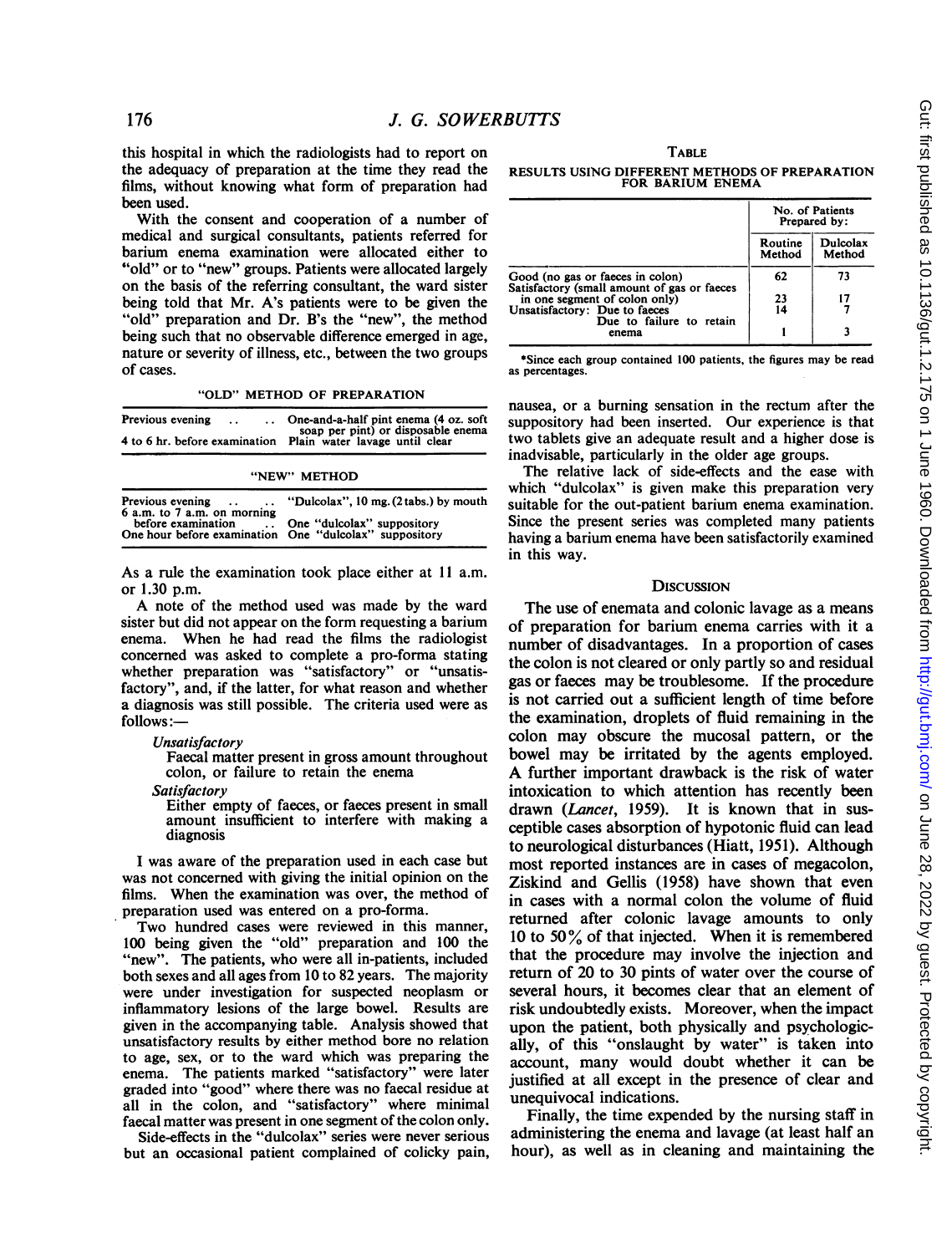this hospital in which the radiologists had to report on the adequacy of preparation at the time they read the films, without knowing what form of preparation had been used.

With the consent and cooperation of a number of medical and surgical consultants, patients referred for barium enema examination were allocated either to "old" or to "new" groups. Patients were allocated largely on the basis of the referring consultant, the ward sister being told that Mr. A's patients were to be given the "old" preparation and Dr. B's the "new", the method being such that no observable difference emerged in age, nature or severity of illness, etc., between the two groups of cases.

"OLD" METHOD OF PREPARATION

| | |
|---|---|
| Previous evening .. .. | One-and-a-half pint enema (4 oz. soft soap per pint) or disposable enema |
| 4 to 6 hr. before examination | Plain water lavage until clear |

"NEW" METHOD

| | |
|---|---|
| Previous evening .. .. | "Dulcolax", 10 mg. (2 tabs.) by mouth |
| 6 a.m. to 7 a.m. on morning before examination .. | One "dulcolax" suppository |
| One hour before examination | One "dulcolax" suppository |

As a rule the examination took place either at 11 a.m. or 1.30 p.m.

A note of the method used was made by the ward sister but did not appear on the form requesting a barium enema. When he had read the films the radiologist concerned was asked to complete a pro-forma stating whether preparation was "satisfactory" or "unsatisfactory", and, if the latter, for what reason and whether a diagnosis was still possible. The criteria used were as follows:—

*Unsatisfactory*
Faecal matter present in gross amount throughout colon, or failure to retain the enema

*Satisfactory*
Either empty of faeces, or faeces present in small amount insufficient to interfere with making a diagnosis

I was aware of the preparation used in each case but was not concerned with giving the initial opinion on the films. When the examination was over, the method of preparation used was entered on a pro-forma.

Two hundred cases were reviewed in this manner, 100 being given the "old" preparation and 100 the "new". The patients, who were all in-patients, included both sexes and all ages from 10 to 82 years. The majority were under investigation for suspected neoplasm or inflammatory lesions of the large bowel. Results are given in the accompanying table. Analysis showed that unsatisfactory results by either method bore no relation to age, sex, or to the ward which was preparing the enema. The patients marked "satisfactory" were later graded into "good" where there was no faecal residue at all in the colon, and "satisfactory" where minimal faecal matter was present in one segment of the colon only.

Side-effects in the "dulcolax" series were never serious but an occasional patient complained of colicky pain, nausea, or a burning sensation in the rectum after the suppository had been inserted. Our experience is that two tablets give an adequate result and a higher dose is inadvisable, particularly in the older age groups.

The relative lack of side-effects and the ease with which "dulcolax" is given make this preparation very suitable for the out-patient barium enema examination. Since the present series was completed many patients having a barium enema have been satisfactorily examined in this way.

TABLE

RESULTS USING DIFFERENT METHODS OF PREPARATION FOR BARIUM ENEMA

| | No. of Patients Prepared by: | |
|---|---|---|
| | Routine Method | Dulcolax Method |
| Good (no gas or faeces in colon) | 62 | 73 |
| Satisfactory (small amount of gas or faeces in one segment of colon only) | 23 | 17 |
| Unsatisfactory: Due to faeces | 14 | 7 |
| Due to failure to retain enema | 1 | 3 |

*Since each group contained 100 patients, the figures may be read as percentages.

## DISCUSSION

The use of enemata and colonic lavage as a means of preparation for barium enema carries with it a number of disadvantages. In a proportion of cases the colon is not cleared or only partly so and residual gas or faeces may be troublesome. If the procedure is not carried out a sufficient length of time before the examination, droplets of fluid remaining in the colon may obscure the mucosal pattern, or the bowel may be irritated by the agents employed. A further important drawback is the risk of water intoxication to which attention has recently been drawn (*Lancet*, 1959). It is known that in susceptible cases absorption of hypotonic fluid can lead to neurological disturbances (Hiatt, 1951). Although most reported instances are in cases of megacolon, Ziskind and Gellis (1958) have shown that even in cases with a normal colon the volume of fluid returned after colonic lavage amounts to only 10 to 50% of that injected. When it is remembered that the procedure may involve the injection and return of 20 to 30 pints of water over the course of several hours, it becomes clear that an element of risk undoubtedly exists. Moreover, when the impact upon the patient, both physically and psychologically, of this "onslaught by water" is taken into account, many would doubt whether it can be justified at all except in the presence of clear and unequivocal indications.

Finally, the time expended by the nursing staff in administering the enema and lavage (at least half an hour), as well as in cleaning and maintaining the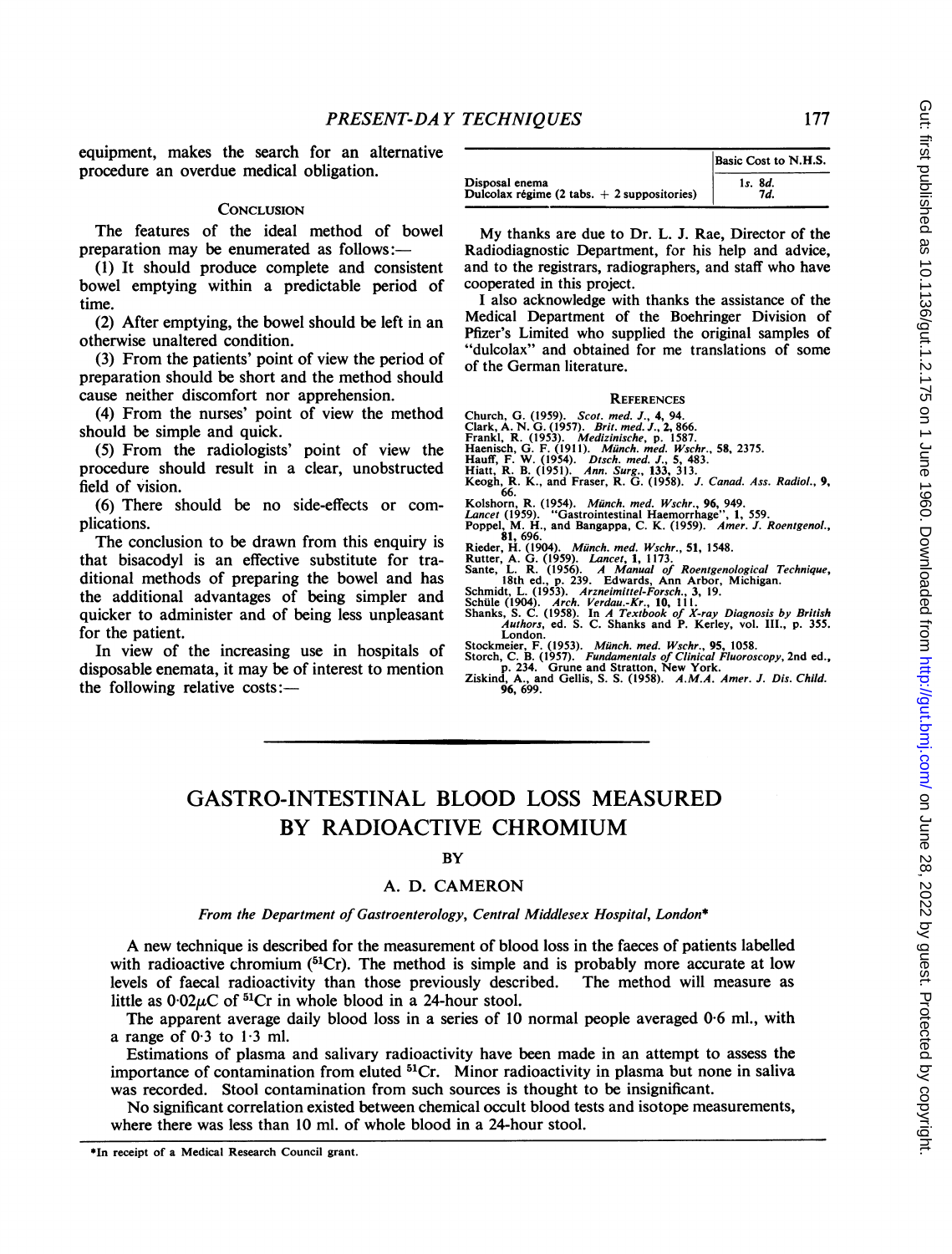equipment, makes the search for an alternative procedure an overdue medical obligation.

## Conclusion

The features of the ideal method of bowel preparation may be enumerated as follows:—

(1) It should produce complete and consistent bowel emptying within a predictable period of time.

(2) After emptying, the bowel should be left in an otherwise unaltered condition.

(3) From the patients' point of view the period of preparation should be short and the method should cause neither discomfort nor apprehension.

(4) From the nurses' point of view the method should be simple and quick.

(5) From the radiologists' point of view the procedure should result in a clear, unobstructed field of vision.

(6) There should be no side-effects or complications.

The conclusion to be drawn from this enquiry is that bisacodyl is an effective substitute for traditional methods of preparing the bowel and has the additional advantages of being simpler and quicker to administer and of being less unpleasant for the patient.

In view of the increasing use in hospitals of disposable enemata, it may be of interest to mention the following relative costs:—

| | Basic Cost to N.H.S. |
|---|---|
| Disposal enema | 1*s*. 8*d*. |
| Dulcolax régime (2 tabs. + 2 suppositories) | 7*d*. |

My thanks are due to Dr. L. J. Rae, Director of the Radiodiagnostic Department, for his help and advice, and to the registrars, radiographers, and staff who have cooperated in this project.

I also acknowledge with thanks the assistance of the Medical Department of the Boehringer Division of Pfizer's Limited who supplied the original samples of "dulcolax" and obtained for me translations of some of the German literature.

## References

Church, G. (1959). *Scot. med. J.*, **4**, 94.
Clark, A. N. G. (1957). *Brit. med. J.*, **2**, 866.
Frankl, R. (1953). *Medizinische*, p. 1587.
Haenisch, G. F. (1911). *Münch. med. Wschr.*, **58**, 2375.
Hauff, F. W. (1954). *Dtsch. med. J.*, **5**, 483.
Hiatt, R. B. (1951). *Ann. Surg.*, **133**, 313.
Keogh, R. K., and Fraser, R. G. (1958). *J. Canad. Ass. Radiol.*, **9**, 66.
Kolshorn, R. (1954). *Münch. med. Wschr.*, **96**, 949.
*Lancet* (1959). "Gastrointestinal Haemorrhage", **1**, 559.
Poppel, M. H., and Bangappa, C. K. (1959). *Amer. J. Roentgenol.*, **81**, 696.
Rieder, H. (1904). *Münch. med. Wschr.*, **51**, 1548.
Rutter, A. G. (1959). *Lancet*, **1**, 1173.
Sante, L. R. (1956). *A Manual of Roentgenological Technique*, 18th ed., p. 239. Edwards, Ann Arbor, Michigan.
Schmidt, L. (1953). *Arzneimittel-Forsch.*, **3**, 19.
Schüle (1904). *Arch. Verdau.-Kr.*, **10**, 111.
Shanks, S. C. (1958). In *A Textbook of X-ray Diagnosis by British Authors*, ed. S. C. Shanks and P. Kerley, vol. III., p. 355. London.
Stockmeier, F. (1953). *Münch. med. Wschr.*, **95**, 1058.
Storch, C. B. (1957). *Fundamentals of Clinical Fluoroscopy*, 2nd ed., p. 234. Grune and Stratton, New York.
Ziskind, A., and Gellis, S. S. (1958). *A.M.A. Amer. J. Dis. Child.* **96**, 699.

# GASTRO-INTESTINAL BLOOD LOSS MEASURED BY RADIOACTIVE CHROMIUM

BY

## A. D. CAMERON

*From the Department of Gastroenterology, Central Middlesex Hospital, London*\*

A new technique is described for the measurement of blood loss in the faeces of patients labelled with radioactive chromium ($^{51}Cr$). The method is simple and is probably more accurate at low levels of faecal radioactivity than those previously described. The method will measure as little as 0·02$\mu$C of $^{51}Cr$ in whole blood in a 24-hour stool.

The apparent average daily blood loss in a series of 10 normal people averaged 0·6 ml., with a range of 0·3 to 1·3 ml.

Estimations of plasma and salivary radioactivity have been made in an attempt to assess the importance of contamination from eluted $^{51}Cr$. Minor radioactivity in plasma but none in saliva was recorded. Stool contamination from such sources is thought to be insignificant.

No significant correlation existed between chemical occult blood tests and isotope measurements, where there was less than 10 ml. of whole blood in a 24-hour stool.

\*In receipt of a Medical Research Council grant.